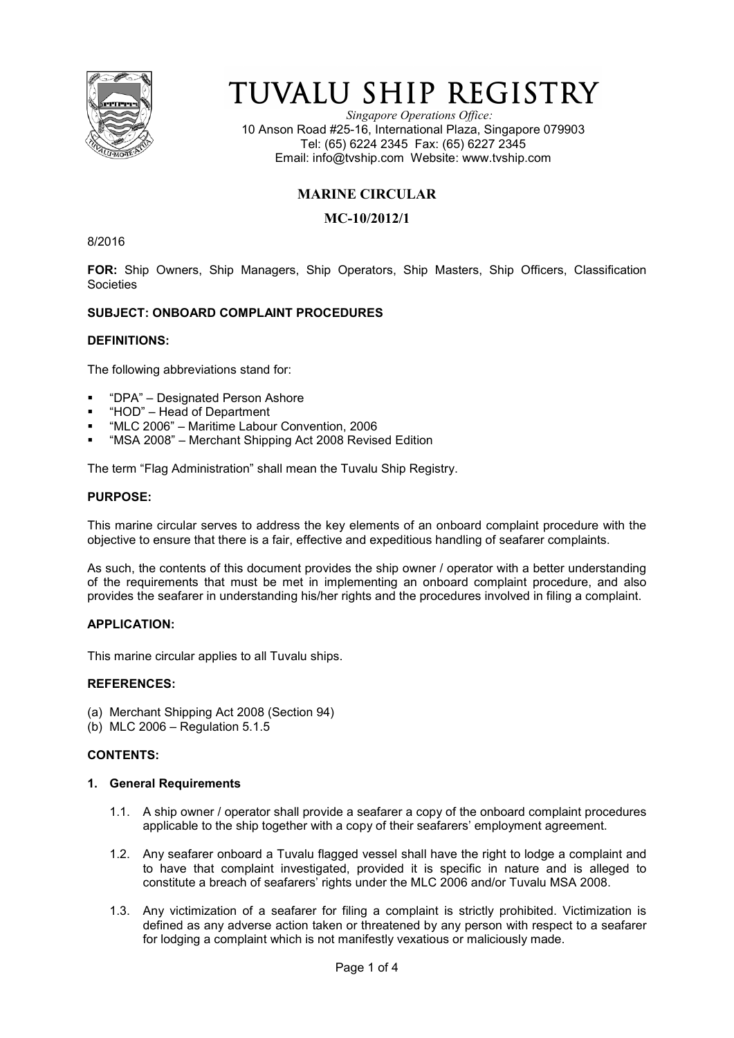# TUVALU SHIP REGISTRY

*Singapore Operations Office:*
10 Anson Road #25-16, International Plaza, Singapore 079903
Tel: (65) 6224 2345 Fax: (65) 6227 2345
Email: info@tvship.com Website: www.tvship.com

## MARINE CIRCULAR

## MC-10/2012/1

8/2016

**FOR:** Ship Owners, Ship Managers, Ship Operators, Ship Masters, Ship Officers, Classification Societies

**SUBJECT: ONBOARD COMPLAINT PROCEDURES**

**DEFINITIONS:**

The following abbreviations stand for:

- "DPA" – Designated Person Ashore
- "HOD" – Head of Department
- "MLC 2006" – Maritime Labour Convention, 2006
- "MSA 2008" – Merchant Shipping Act 2008 Revised Edition

The term "Flag Administration" shall mean the Tuvalu Ship Registry.

**PURPOSE:**

This marine circular serves to address the key elements of an onboard complaint procedure with the objective to ensure that there is a fair, effective and expeditious handling of seafarer complaints.

As such, the contents of this document provides the ship owner / operator with a better understanding of the requirements that must be met in implementing an onboard complaint procedure, and also provides the seafarer in understanding his/her rights and the procedures involved in filing a complaint.

**APPLICATION:**

This marine circular applies to all Tuvalu ships.

**REFERENCES:**

(a) Merchant Shipping Act 2008 (Section 94)
(b) MLC 2006 – Regulation 5.1.5

**CONTENTS:**

**1. General Requirements**

1.1. A ship owner / operator shall provide a seafarer a copy of the onboard complaint procedures applicable to the ship together with a copy of their seafarers' employment agreement.

1.2. Any seafarer onboard a Tuvalu flagged vessel shall have the right to lodge a complaint and to have that complaint investigated, provided it is specific in nature and is alleged to constitute a breach of seafarers' rights under the MLC 2006 and/or Tuvalu MSA 2008.

1.3. Any victimization of a seafarer for filing a complaint is strictly prohibited. Victimization is defined as any adverse action taken or threatened by any person with respect to a seafarer for lodging a complaint which is not manifestly vexatious or maliciously made.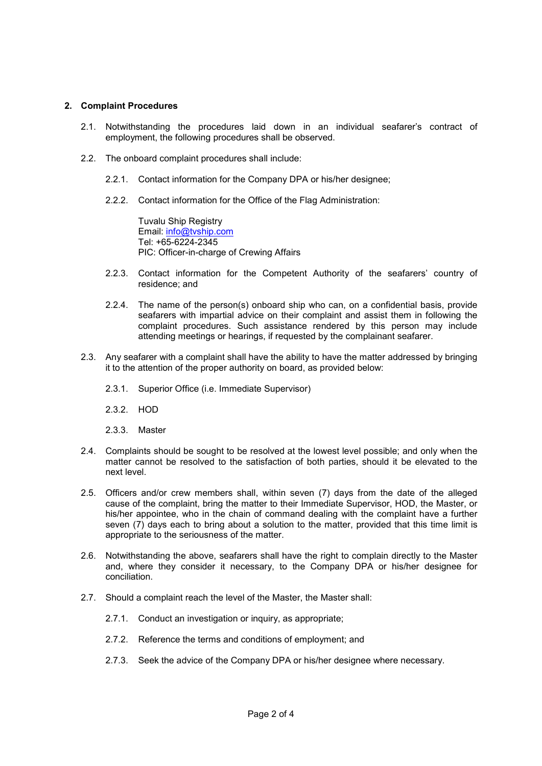## 2. Complaint Procedures

2.1. Notwithstanding the procedures laid down in an individual seafarer's contract of employment, the following procedures shall be observed.

2.2. The onboard complaint procedures shall include:

2.2.1. Contact information for the Company DPA or his/her designee;

2.2.2. Contact information for the Office of the Flag Administration:

Tuvalu Ship Registry
Email: info@tvship.com
Tel: +65-6224-2345
PIC: Officer-in-charge of Crewing Affairs

2.2.3. Contact information for the Competent Authority of the seafarers' country of residence; and

2.2.4. The name of the person(s) onboard ship who can, on a confidential basis, provide seafarers with impartial advice on their complaint and assist them in following the complaint procedures. Such assistance rendered by this person may include attending meetings or hearings, if requested by the complainant seafarer.

2.3. Any seafarer with a complaint shall have the ability to have the matter addressed by bringing it to the attention of the proper authority on board, as provided below:

2.3.1. Superior Office (i.e. Immediate Supervisor)

2.3.2. HOD

2.3.3. Master

2.4. Complaints should be sought to be resolved at the lowest level possible; and only when the matter cannot be resolved to the satisfaction of both parties, should it be elevated to the next level.

2.5. Officers and/or crew members shall, within seven (7) days from the date of the alleged cause of the complaint, bring the matter to their Immediate Supervisor, HOD, the Master, or his/her appointee, who in the chain of command dealing with the complaint have a further seven (7) days each to bring about a solution to the matter, provided that this time limit is appropriate to the seriousness of the matter.

2.6. Notwithstanding the above, seafarers shall have the right to complain directly to the Master and, where they consider it necessary, to the Company DPA or his/her designee for conciliation.

2.7. Should a complaint reach the level of the Master, the Master shall:

2.7.1. Conduct an investigation or inquiry, as appropriate;

2.7.2. Reference the terms and conditions of employment; and

2.7.3. Seek the advice of the Company DPA or his/her designee where necessary.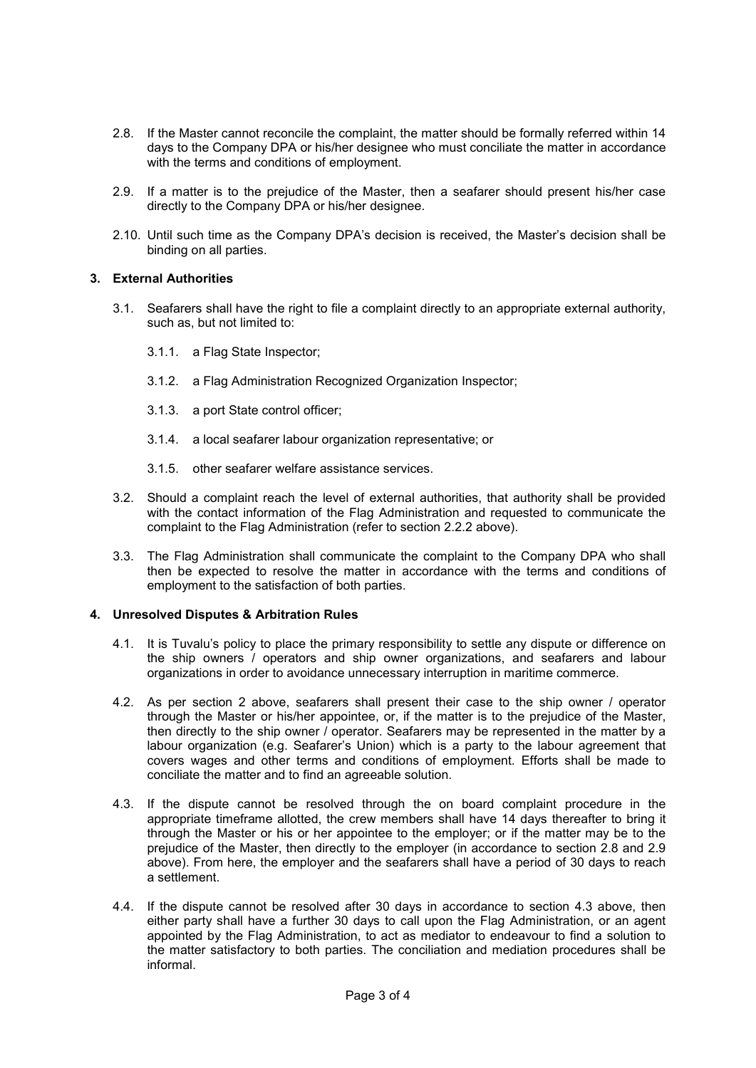2.8. If the Master cannot reconcile the complaint, the matter should be formally referred within 14 days to the Company DPA or his/her designee who must conciliate the matter in accordance with the terms and conditions of employment.

2.9. If a matter is to the prejudice of the Master, then a seafarer should present his/her case directly to the Company DPA or his/her designee.

2.10. Until such time as the Company DPA's decision is received, the Master's decision shall be binding on all parties.

## 3. External Authorities

3.1. Seafarers shall have the right to file a complaint directly to an appropriate external authority, such as, but not limited to:

3.1.1. a Flag State Inspector;

3.1.2. a Flag Administration Recognized Organization Inspector;

3.1.3. a port State control officer;

3.1.4. a local seafarer labour organization representative; or

3.1.5. other seafarer welfare assistance services.

3.2. Should a complaint reach the level of external authorities, that authority shall be provided with the contact information of the Flag Administration and requested to communicate the complaint to the Flag Administration (refer to section 2.2.2 above).

3.3. The Flag Administration shall communicate the complaint to the Company DPA who shall then be expected to resolve the matter in accordance with the terms and conditions of employment to the satisfaction of both parties.

## 4. Unresolved Disputes & Arbitration Rules

4.1. It is Tuvalu's policy to place the primary responsibility to settle any dispute or difference on the ship owners / operators and ship owner organizations, and seafarers and labour organizations in order to avoidance unnecessary interruption in maritime commerce.

4.2. As per section 2 above, seafarers shall present their case to the ship owner / operator through the Master or his/her appointee, or, if the matter is to the prejudice of the Master, then directly to the ship owner / operator. Seafarers may be represented in the matter by a labour organization (e.g. Seafarer's Union) which is a party to the labour agreement that covers wages and other terms and conditions of employment. Efforts shall be made to conciliate the matter and to find an agreeable solution.

4.3. If the dispute cannot be resolved through the on board complaint procedure in the appropriate timeframe allotted, the crew members shall have 14 days thereafter to bring it through the Master or his or her appointee to the employer; or if the matter may be to the prejudice of the Master, then directly to the employer (in accordance to section 2.8 and 2.9 above). From here, the employer and the seafarers shall have a period of 30 days to reach a settlement.

4.4. If the dispute cannot be resolved after 30 days in accordance to section 4.3 above, then either party shall have a further 30 days to call upon the Flag Administration, or an agent appointed by the Flag Administration, to act as mediator to endeavour to find a solution to the matter satisfactory to both parties. The conciliation and mediation procedures shall be informal.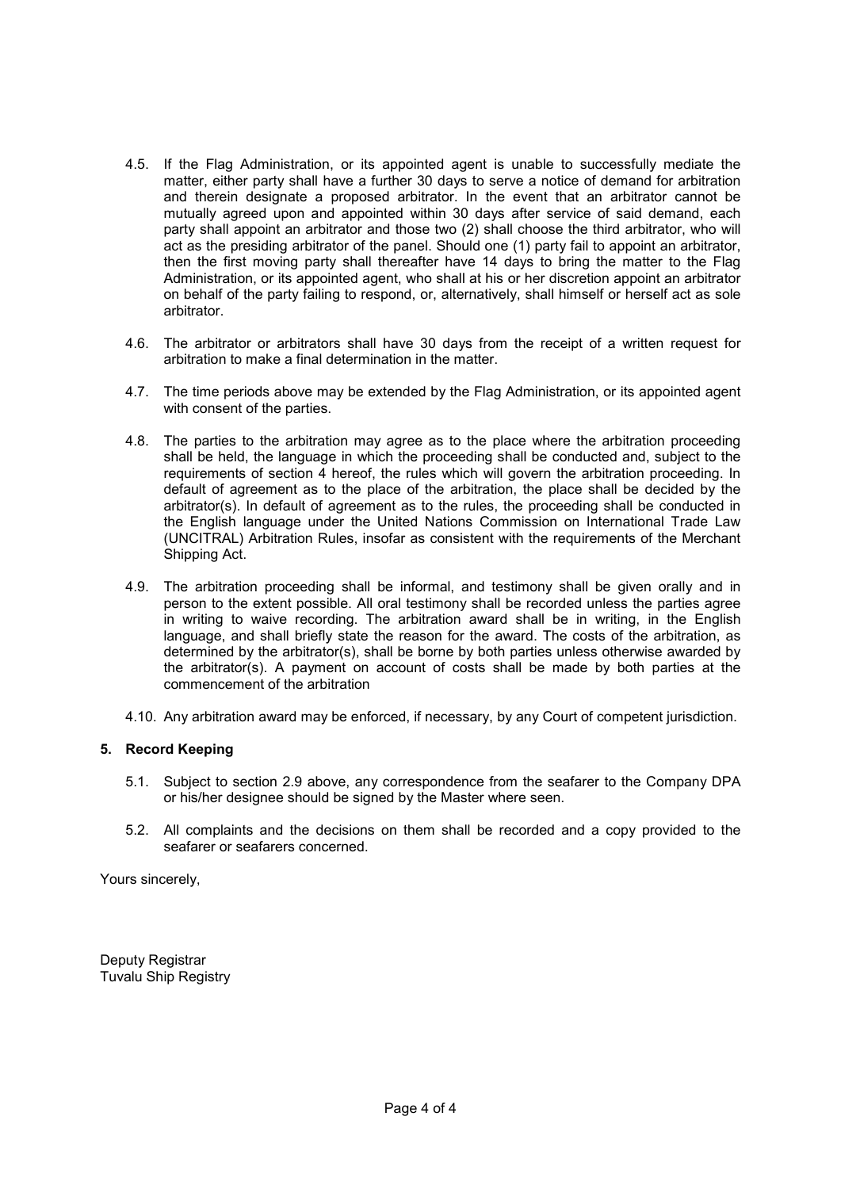4.5. If the Flag Administration, or its appointed agent is unable to successfully mediate the matter, either party shall have a further 30 days to serve a notice of demand for arbitration and therein designate a proposed arbitrator. In the event that an arbitrator cannot be mutually agreed upon and appointed within 30 days after service of said demand, each party shall appoint an arbitrator and those two (2) shall choose the third arbitrator, who will act as the presiding arbitrator of the panel. Should one (1) party fail to appoint an arbitrator, then the first moving party shall thereafter have 14 days to bring the matter to the Flag Administration, or its appointed agent, who shall at his or her discretion appoint an arbitrator on behalf of the party failing to respond, or, alternatively, shall himself or herself act as sole arbitrator.

4.6. The arbitrator or arbitrators shall have 30 days from the receipt of a written request for arbitration to make a final determination in the matter.

4.7. The time periods above may be extended by the Flag Administration, or its appointed agent with consent of the parties.

4.8. The parties to the arbitration may agree as to the place where the arbitration proceeding shall be held, the language in which the proceeding shall be conducted and, subject to the requirements of section 4 hereof, the rules which will govern the arbitration proceeding. In default of agreement as to the place of the arbitration, the place shall be decided by the arbitrator(s). In default of agreement as to the rules, the proceeding shall be conducted in the English language under the United Nations Commission on International Trade Law (UNCITRAL) Arbitration Rules, insofar as consistent with the requirements of the Merchant Shipping Act.

4.9. The arbitration proceeding shall be informal, and testimony shall be given orally and in person to the extent possible. All oral testimony shall be recorded unless the parties agree in writing to waive recording. The arbitration award shall be in writing, in the English language, and shall briefly state the reason for the award. The costs of the arbitration, as determined by the arbitrator(s), shall be borne by both parties unless otherwise awarded by the arbitrator(s). A payment on account of costs shall be made by both parties at the commencement of the arbitration

4.10. Any arbitration award may be enforced, if necessary, by any Court of competent jurisdiction.

**5. Record Keeping**

5.1. Subject to section 2.9 above, any correspondence from the seafarer to the Company DPA or his/her designee should be signed by the Master where seen.

5.2. All complaints and the decisions on them shall be recorded and a copy provided to the seafarer or seafarers concerned.

Yours sincerely,

Deputy Registrar
Tuvalu Ship Registry